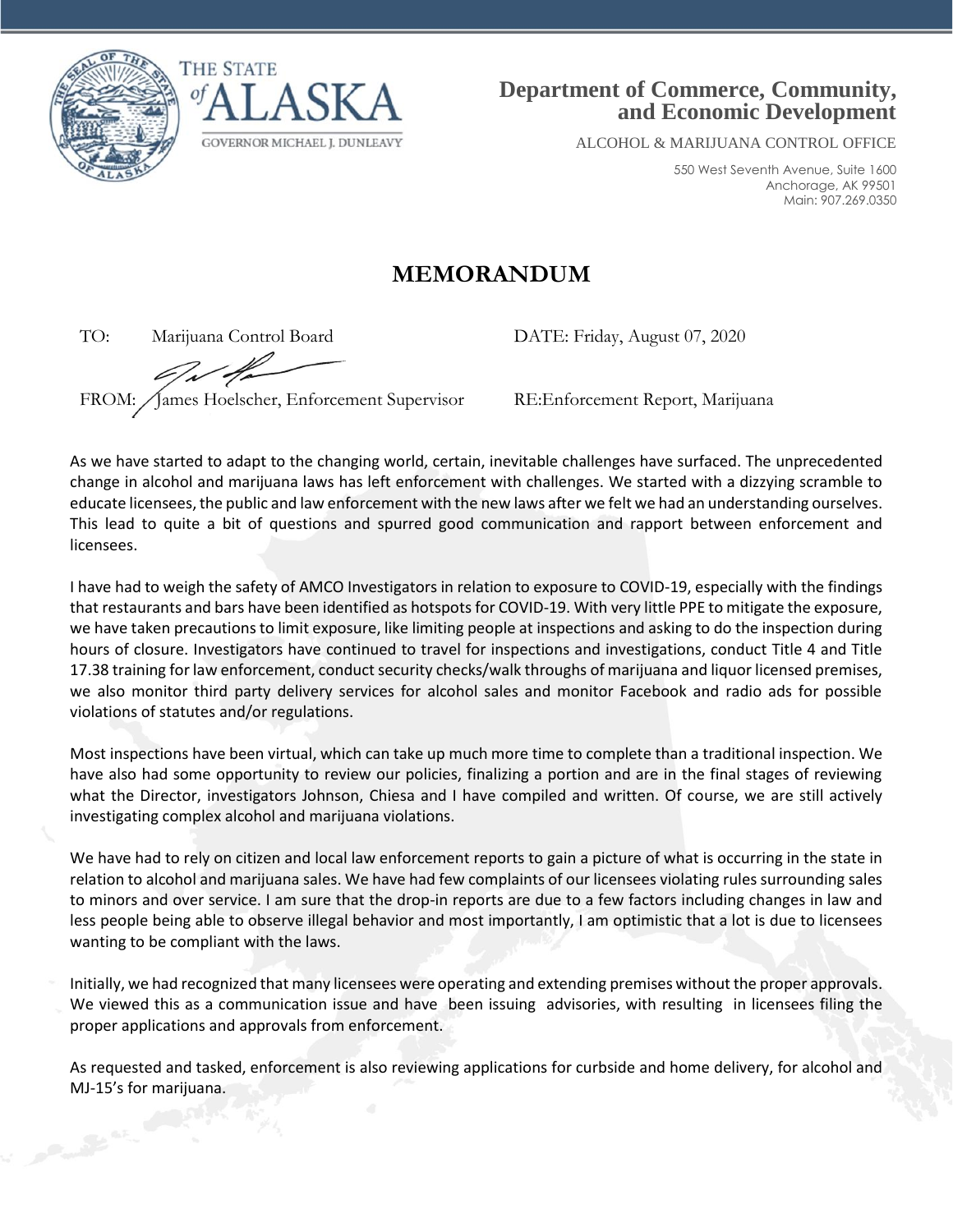THE STATE of ALASKA

GOVERNOR MICHAEL J. DUNLEAVY

**Department of Commerce, Community, and Economic Development**

ALCOHOL & MARIJUANA CONTROL OFFICE

550 West Seventh Avenue, Suite 1600
Anchorage, AK 99501
Main: 907.269.0350

# MEMORANDUM

TO: Marijuana Control Board

DATE: Friday, August 07, 2020

FROM: James Hoelscher, Enforcement Supervisor

RE:Enforcement Report, Marijuana

As we have started to adapt to the changing world, certain, inevitable challenges have surfaced. The unprecedented change in alcohol and marijuana laws has left enforcement with challenges. We started with a dizzying scramble to educate licensees, the public and law enforcement with the new laws after we felt we had an understanding ourselves. This lead to quite a bit of questions and spurred good communication and rapport between enforcement and licensees.

I have had to weigh the safety of AMCO Investigators in relation to exposure to COVID-19, especially with the findings that restaurants and bars have been identified as hotspots for COVID-19. With very little PPE to mitigate the exposure, we have taken precautions to limit exposure, like limiting people at inspections and asking to do the inspection during hours of closure. Investigators have continued to travel for inspections and investigations, conduct Title 4 and Title 17.38 training for law enforcement, conduct security checks/walk throughs of marijuana and liquor licensed premises, we also monitor third party delivery services for alcohol sales and monitor Facebook and radio ads for possible violations of statutes and/or regulations.

Most inspections have been virtual, which can take up much more time to complete than a traditional inspection. We have also had some opportunity to review our policies, finalizing a portion and are in the final stages of reviewing what the Director, investigators Johnson, Chiesa and I have compiled and written. Of course, we are still actively investigating complex alcohol and marijuana violations.

We have had to rely on citizen and local law enforcement reports to gain a picture of what is occurring in the state in relation to alcohol and marijuana sales. We have had few complaints of our licensees violating rules surrounding sales to minors and over service. I am sure that the drop-in reports are due to a few factors including changes in law and less people being able to observe illegal behavior and most importantly, I am optimistic that a lot is due to licensees wanting to be compliant with the laws.

Initially, we had recognized that many licensees were operating and extending premises without the proper approvals. We viewed this as a communication issue and have been issuing advisories, with resulting in licensees filing the proper applications and approvals from enforcement.

As requested and tasked, enforcement is also reviewing applications for curbside and home delivery, for alcohol and MJ-15's for marijuana.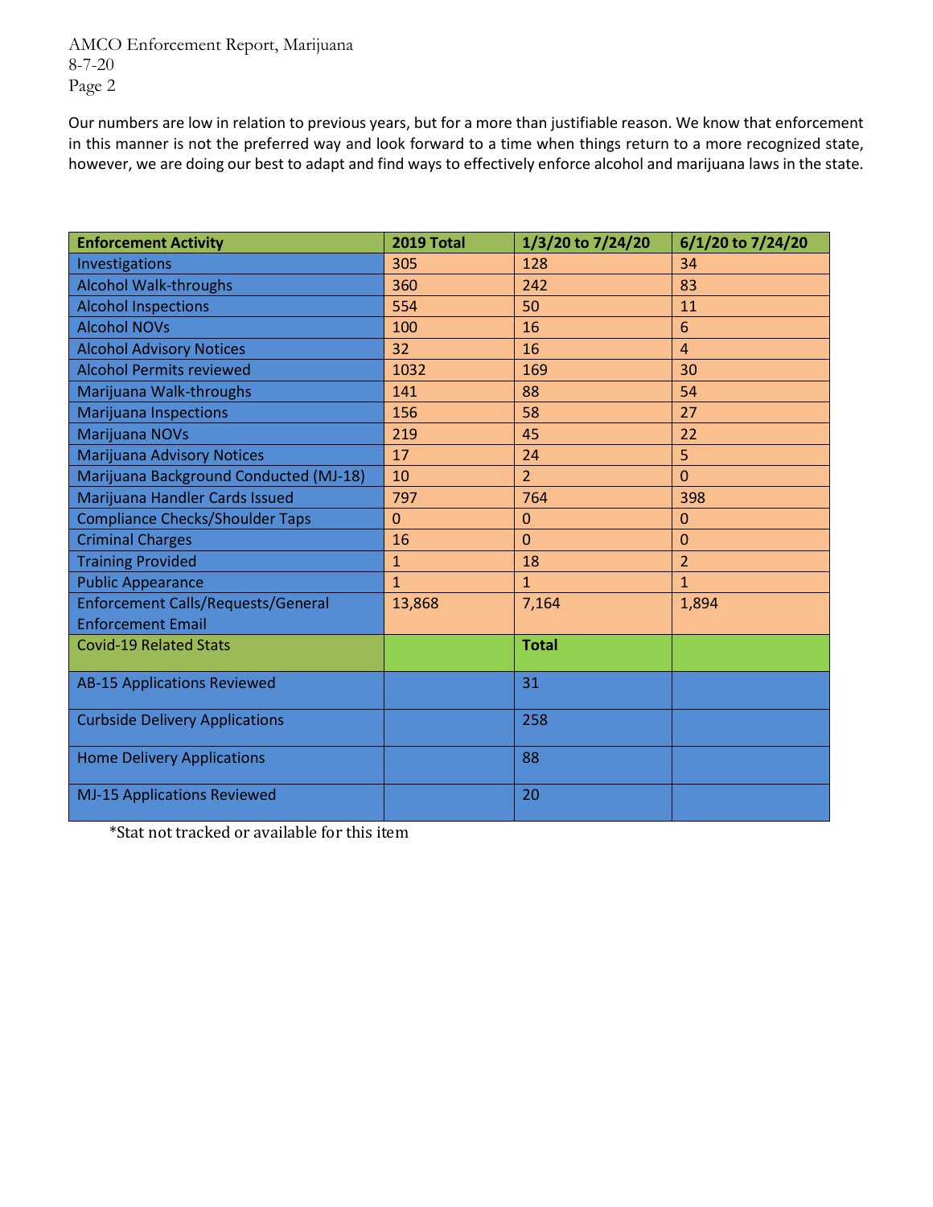Our numbers are low in relation to previous years, but for a more than justifiable reason. We know that enforcement in this manner is not the preferred way and look forward to a time when things return to a more recognized state, however, we are doing our best to adapt and find ways to effectively enforce alcohol and marijuana laws in the state.

| Enforcement Activity | 2019 Total | 1/3/20 to 7/24/20 | 6/1/20 to 7/24/20 |
|---|---|---|---|
| Investigations | 305 | 128 | 34 |
| Alcohol Walk-throughs | 360 | 242 | 83 |
| Alcohol Inspections | 554 | 50 | 11 |
| Alcohol NOVs | 100 | 16 | 6 |
| Alcohol Advisory Notices | 32 | 16 | 4 |
| Alcohol Permits reviewed | 1032 | 169 | 30 |
| Marijuana Walk-throughs | 141 | 88 | 54 |
| Marijuana Inspections | 156 | 58 | 27 |
| Marijuana NOVs | 219 | 45 | 22 |
| Marijuana Advisory Notices | 17 | 24 | 5 |
| Marijuana Background Conducted (MJ-18) | 10 | 2 | 0 |
| Marijuana Handler Cards Issued | 797 | 764 | 398 |
| Compliance Checks/Shoulder Taps | 0 | 0 | 0 |
| Criminal Charges | 16 | 0 | 0 |
| Training Provided | 1 | 18 | 2 |
| Public Appearance | 1 | 1 | 1 |
| Enforcement Calls/Requests/General Enforcement Email | 13,868 | 7,164 | 1,894 |
| **Covid-19 Related Stats** | | **Total** | |
| AB-15 Applications Reviewed | | 31 | |
| Curbside Delivery Applications | | 258 | |
| Home Delivery Applications | | 88 | |
| MJ-15 Applications Reviewed | | 20 | |

*Stat not tracked or available for this item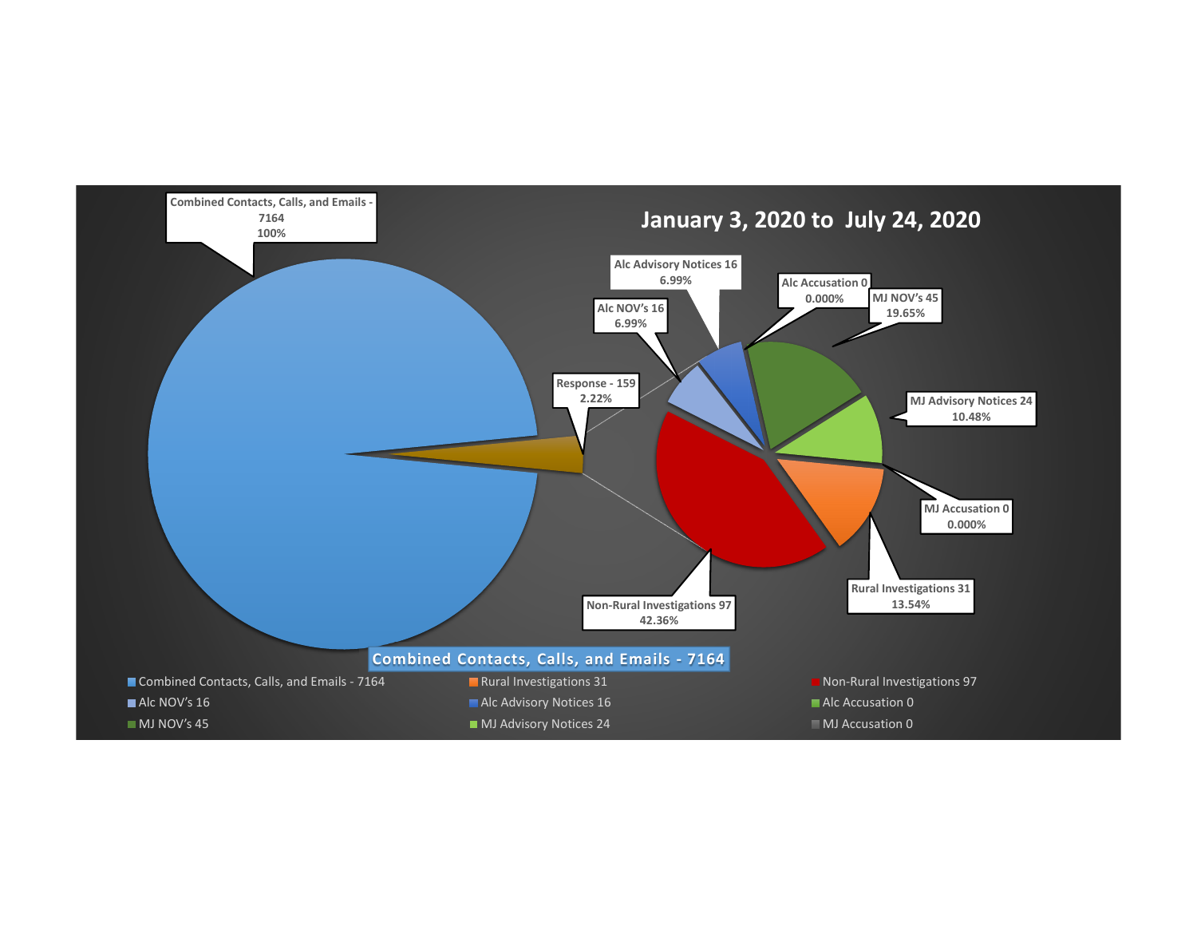## January 3, 2020 to July 24, 2020

Combined Contacts, Calls, and Emails - 7164
100%

Response - 159
2.22%

Alc Advisory Notices 16
6.99%

Alc Accusation 0
0.000%

MJ NOV's 45
19.65%

Alc NOV's 16
6.99%

MJ Advisory Notices 24
10.48%

MJ Accusation 0
0.000%

Rural Investigations 31
13.54%

Non-Rural Investigations 97
42.36%

Combined Contacts, Calls, and Emails - 7164

- Combined Contacts, Calls, and Emails - 7164
- Rural Investigations 31
- Non-Rural Investigations 97
- Alc NOV's 16
- Alc Advisory Notices 16
- Alc Accusation 0
- MJ NOV's 45
- MJ Advisory Notices 24
- MJ Accusation 0